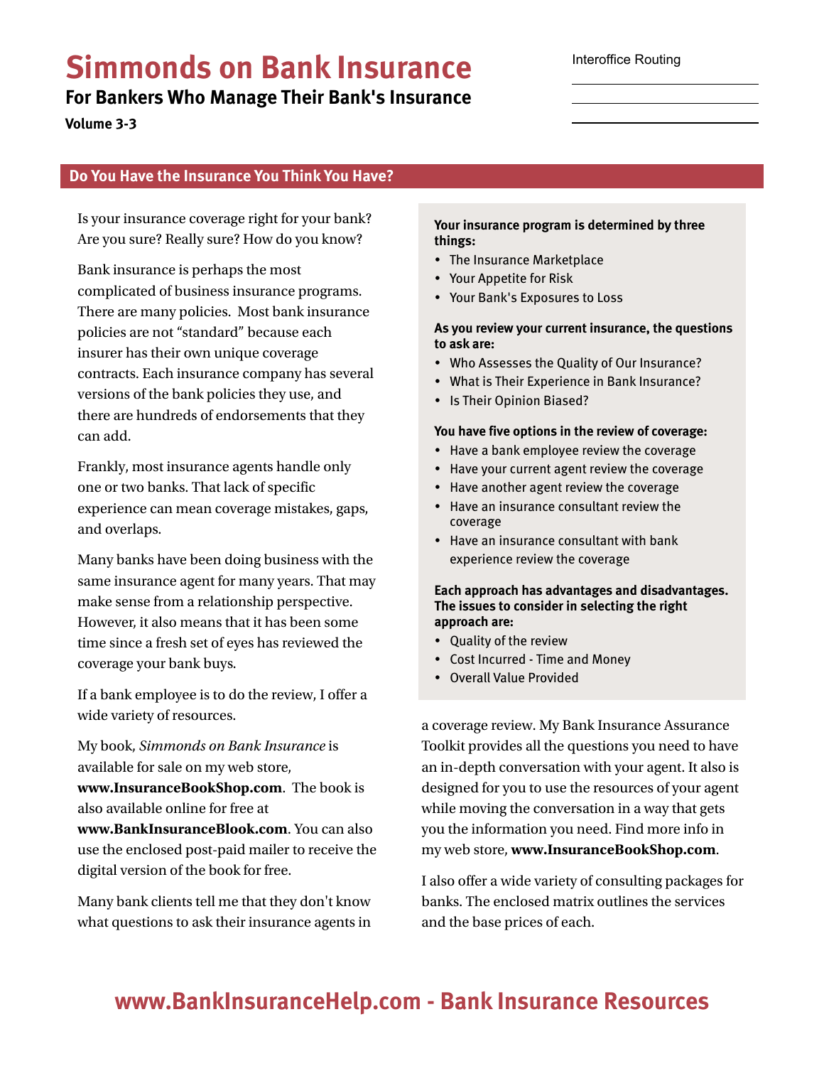# Simmonds on Bank Insurance

## For Bankers Who Manage Their Bank's Insurance

**Volume 3-3**

Interoffice Routing

## Do You Have the Insurance You Think You Have?

Is your insurance coverage right for your bank? Are you sure? Really sure? How do you know?

Bank insurance is perhaps the most complicated of business insurance programs. There are many policies. Most bank insurance policies are not "standard" because each insurer has their own unique coverage contracts. Each insurance company has several versions of the bank policies they use, and there are hundreds of endorsements that they can add.

Frankly, most insurance agents handle only one or two banks. That lack of specific experience can mean coverage mistakes, gaps, and overlaps.

Many banks have been doing business with the same insurance agent for many years. That may make sense from a relationship perspective. However, it also means that it has been some time since a fresh set of eyes has reviewed the coverage your bank buys.

If a bank employee is to do the review, I offer a wide variety of resources.

My book, *Simmonds on Bank Insurance* is available for sale on my web store, **www.InsuranceBookShop.com**. The book is also available online for free at **www.BankInsuranceBlook.com**. You can also use the enclosed post-paid mailer to receive the digital version of the book for free.

Many bank clients tell me that they don't know what questions to ask their insurance agents in a coverage review. My Bank Insurance Assurance Toolkit provides all the questions you need to have an in-depth conversation with your agent. It also is designed for you to use the resources of your agent while moving the conversation in a way that gets you the information you need. Find more info in my web store, **www.InsuranceBookShop.com**.

I also offer a wide variety of consulting packages for banks. The enclosed matrix outlines the services and the base prices of each.

**Your insurance program is determined by three things:**

- The Insurance Marketplace
- Your Appetite for Risk
- Your Bank's Exposures to Loss

**As you review your current insurance, the questions to ask are:**

- Who Assesses the Quality of Our Insurance?
- What is Their Experience in Bank Insurance?
- Is Their Opinion Biased?

**You have five options in the review of coverage:**

- Have a bank employee review the coverage
- Have your current agent review the coverage
- Have another agent review the coverage
- Have an insurance consultant review the coverage
- Have an insurance consultant with bank experience review the coverage

**Each approach has advantages and disadvantages. The issues to consider in selecting the right approach are:**

- Quality of the review
- Cost Incurred - Time and Money
- Overall Value Provided

**www.BankInsuranceHelp.com - Bank Insurance Resources**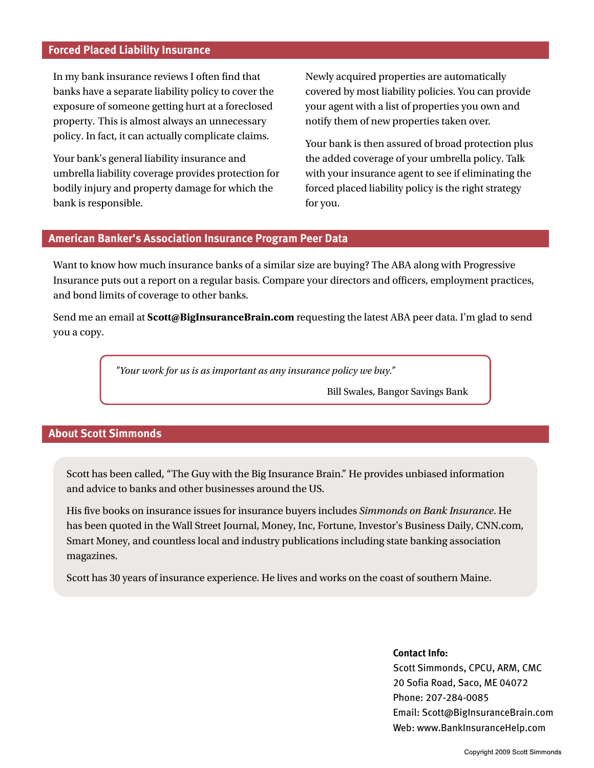## Forced Placed Liability Insurance

In my bank insurance reviews I often find that banks have a separate liability policy to cover the exposure of someone getting hurt at a foreclosed property. This is almost always an unnecessary policy. In fact, it can actually complicate claims.

Your bank's general liability insurance and umbrella liability coverage provides protection for bodily injury and property damage for which the bank is responsible.

Newly acquired properties are automatically covered by most liability policies. You can provide your agent with a list of properties you own and notify them of new properties taken over.

Your bank is then assured of broad protection plus the added coverage of your umbrella policy. Talk with your insurance agent to see if eliminating the forced placed liability policy is the right strategy for you.

## American Banker's Association Insurance Program Peer Data

Want to know how much insurance banks of a similar size are buying? The ABA along with Progressive Insurance puts out a report on a regular basis. Compare your directors and officers, employment practices, and bond limits of coverage to other banks.

Send me an email at **Scott@BigInsuranceBrain.com** requesting the latest ABA peer data. I'm glad to send you a copy.

> *"Your work for us is as important as any insurance policy we buy."*
>
> Bill Swales, Bangor Savings Bank

## About Scott Simmonds

Scott has been called, "The Guy with the Big Insurance Brain." He provides unbiased information and advice to banks and other businesses around the US.

His five books on insurance issues for insurance buyers includes *Simmonds on Bank Insurance*. He has been quoted in the Wall Street Journal, Money, Inc, Fortune, Investor's Business Daily, CNN.com, Smart Money, and countless local and industry publications including state banking association magazines.

Scott has 30 years of insurance experience. He lives and works on the coast of southern Maine.

**Contact Info:**
Scott Simmonds, CPCU, ARM, CMC
20 Sofia Road, Saco, ME 04072
Phone: 207-284-0085
Email: Scott@BigInsuranceBrain.com
Web: www.BankInsuranceHelp.com

Copyright 2009 Scott Simmonds